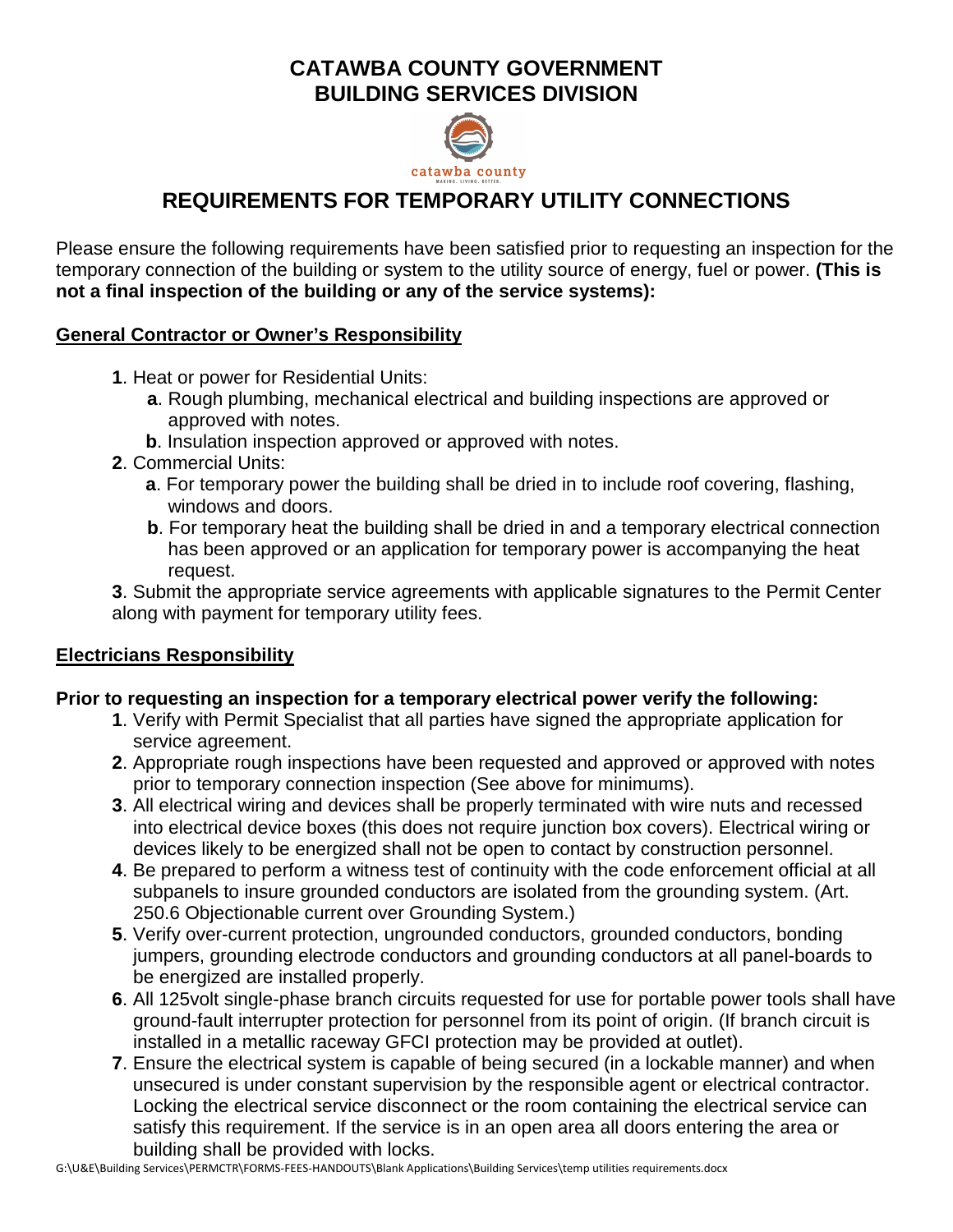# CATAWBA COUNTY GOVERNMENT
# BUILDING SERVICES DIVISION

catawba county

## REQUIREMENTS FOR TEMPORARY UTILITY CONNECTIONS

Please ensure the following requirements have been satisfied prior to requesting an inspection for the temporary connection of the building or system to the utility source of energy, fuel or power. **(This is not a final inspection of the building or any of the service systems):**

### General Contractor or Owner's Responsibility

**1**. Heat or power for Residential Units:

- **a**. Rough plumbing, mechanical electrical and building inspections are approved or approved with notes.
- **b**. Insulation inspection approved or approved with notes.

**2**. Commercial Units:

- **a**. For temporary power the building shall be dried in to include roof covering, flashing, windows and doors.
- **b**. For temporary heat the building shall be dried in and a temporary electrical connection has been approved or an application for temporary power is accompanying the heat request.

**3**. Submit the appropriate service agreements with applicable signatures to the Permit Center along with payment for temporary utility fees.

### Electricians Responsibility

**Prior to requesting an inspection for a temporary electrical power verify the following:**

**1**. Verify with Permit Specialist that all parties have signed the appropriate application for service agreement.

**2**. Appropriate rough inspections have been requested and approved or approved with notes prior to temporary connection inspection (See above for minimums).

**3**. All electrical wiring and devices shall be properly terminated with wire nuts and recessed into electrical device boxes (this does not require junction box covers). Electrical wiring or devices likely to be energized shall not be open to contact by construction personnel.

**4**. Be prepared to perform a witness test of continuity with the code enforcement official at all subpanels to insure grounded conductors are isolated from the grounding system. (Art. 250.6 Objectionable current over Grounding System.)

**5**. Verify over-current protection, ungrounded conductors, grounded conductors, bonding jumpers, grounding electrode conductors and grounding conductors at all panel-boards to be energized are installed properly.

**6**. All 125volt single-phase branch circuits requested for use for portable power tools shall have ground-fault interrupter protection for personnel from its point of origin. (If branch circuit is installed in a metallic raceway GFCI protection may be provided at outlet).

**7**. Ensure the electrical system is capable of being secured (in a lockable manner) and when unsecured is under constant supervision by the responsible agent or electrical contractor. Locking the electrical service disconnect or the room containing the electrical service can satisfy this requirement. If the service is in an open area all doors entering the area or building shall be provided with locks.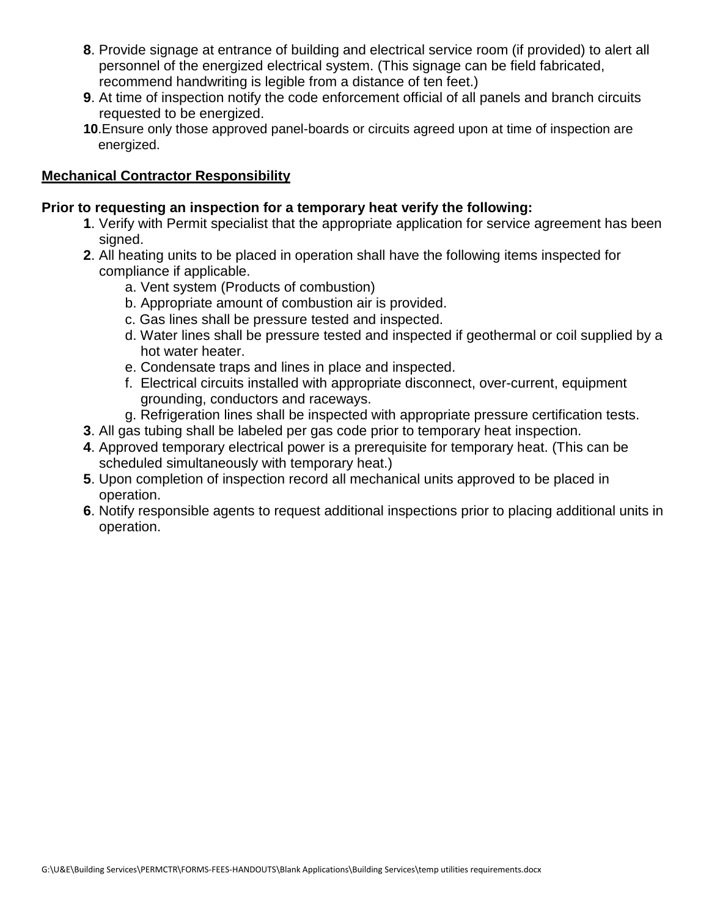8. Provide signage at entrance of building and electrical service room (if provided) to alert all personnel of the energized electrical system. (This signage can be field fabricated, recommend handwriting is legible from a distance of ten feet.)
9. At time of inspection notify the code enforcement official of all panels and branch circuits requested to be energized.
10. Ensure only those approved panel-boards or circuits agreed upon at time of inspection are energized.

**Mechanical Contractor Responsibility**

**Prior to requesting an inspection for a temporary heat verify the following:**

1. Verify with Permit specialist that the appropriate application for service agreement has been signed.
2. All heating units to be placed in operation shall have the following items inspected for compliance if applicable.
   a. Vent system (Products of combustion)
   b. Appropriate amount of combustion air is provided.
   c. Gas lines shall be pressure tested and inspected.
   d. Water lines shall be pressure tested and inspected if geothermal or coil supplied by a hot water heater.
   e. Condensate traps and lines in place and inspected.
   f. Electrical circuits installed with appropriate disconnect, over-current, equipment grounding, conductors and raceways.
   g. Refrigeration lines shall be inspected with appropriate pressure certification tests.
3. All gas tubing shall be labeled per gas code prior to temporary heat inspection.
4. Approved temporary electrical power is a prerequisite for temporary heat. (This can be scheduled simultaneously with temporary heat.)
5. Upon completion of inspection record all mechanical units approved to be placed in operation.
6. Notify responsible agents to request additional inspections prior to placing additional units in operation.